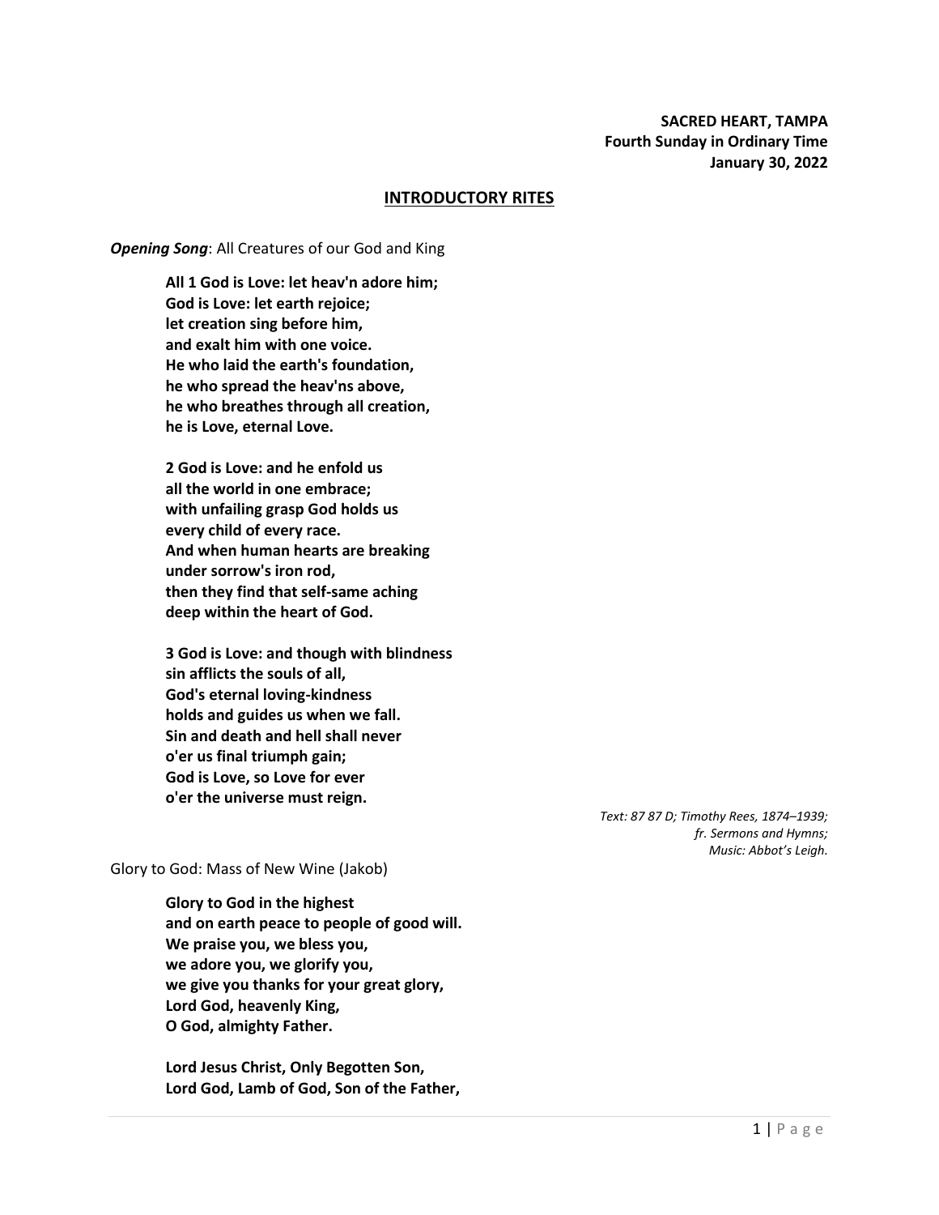**SACRED HEART, TAMPA**
**Fourth Sunday in Ordinary Time**
**January 30, 2022**

## INTRODUCTORY RITES

***Opening Song***: All Creatures of our God and King

**All 1 God is Love: let heav'n adore him;**
**God is Love: let earth rejoice;**
**let creation sing before him,**
**and exalt him with one voice.**
**He who laid the earth's foundation,**
**he who spread the heav'ns above,**
**he who breathes through all creation,**
**he is Love, eternal Love.**

**2 God is Love: and he enfold us**
**all the world in one embrace;**
**with unfailing grasp God holds us**
**every child of every race.**
**And when human hearts are breaking**
**under sorrow's iron rod,**
**then they find that self-same aching**
**deep within the heart of God.**

**3 God is Love: and though with blindness**
**sin afflicts the souls of all,**
**God's eternal loving-kindness**
**holds and guides us when we fall.**
**Sin and death and hell shall never**
**o'er us final triumph gain;**
**God is Love, so Love for ever**
**o'er the universe must reign.**

*Text: 87 87 D; Timothy Rees, 1874–1939;*
*fr. Sermons and Hymns;*
*Music: Abbot's Leigh.*

Glory to God: Mass of New Wine (Jakob)

**Glory to God in the highest**
**and on earth peace to people of good will.**
**We praise you, we bless you,**
**we adore you, we glorify you,**
**we give you thanks for your great glory,**
**Lord God, heavenly King,**
**O God, almighty Father.**

**Lord Jesus Christ, Only Begotten Son,**
**Lord God, Lamb of God, Son of the Father,**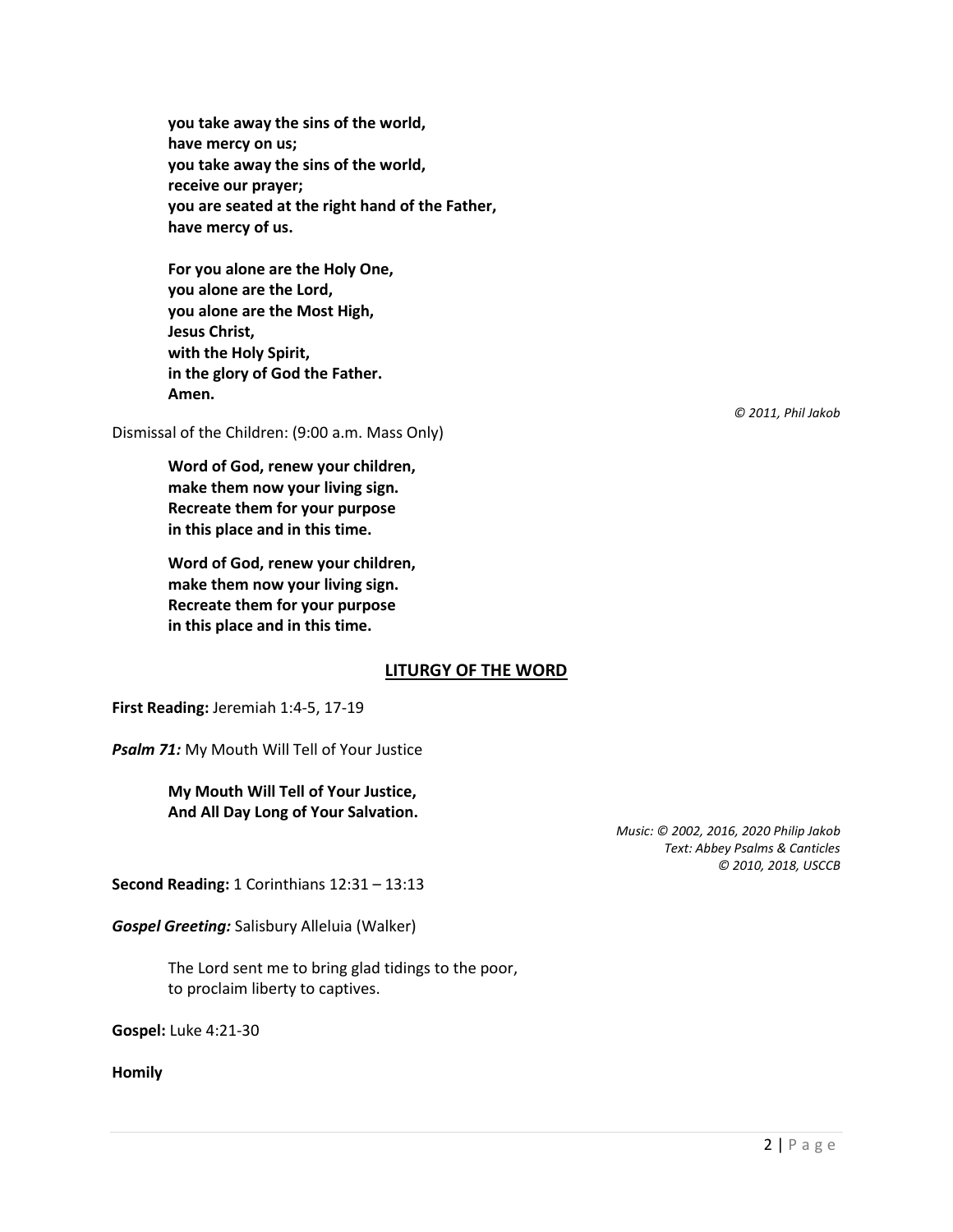**you take away the sins of the world,**
**have mercy on us;**
**you take away the sins of the world,**
**receive our prayer;**
**you are seated at the right hand of the Father,**
**have mercy of us.**

**For you alone are the Holy One,**
**you alone are the Lord,**
**you alone are the Most High,**
**Jesus Christ,**
**with the Holy Spirit,**
**in the glory of God the Father.**
**Amen.**

*© 2011, Phil Jakob*

Dismissal of the Children: (9:00 a.m. Mass Only)

**Word of God, renew your children,**
**make them now your living sign.**
**Recreate them for your purpose**
**in this place and in this time.**

**Word of God, renew your children,**
**make them now your living sign.**
**Recreate them for your purpose**
**in this place and in this time.**

## LITURGY OF THE WORD

**First Reading:** Jeremiah 1:4-5, 17-19

***Psalm 71:*** My Mouth Will Tell of Your Justice

**My Mouth Will Tell of Your Justice,**
**And All Day Long of Your Salvation.**

*Music: © 2002, 2016, 2020 Philip Jakob*
*Text: Abbey Psalms & Canticles*
*© 2010, 2018, USCCB*

**Second Reading:** 1 Corinthians 12:31 – 13:13

***Gospel Greeting:*** Salisbury Alleluia (Walker)

The Lord sent me to bring glad tidings to the poor,
to proclaim liberty to captives.

**Gospel:** Luke 4:21-30

**Homily**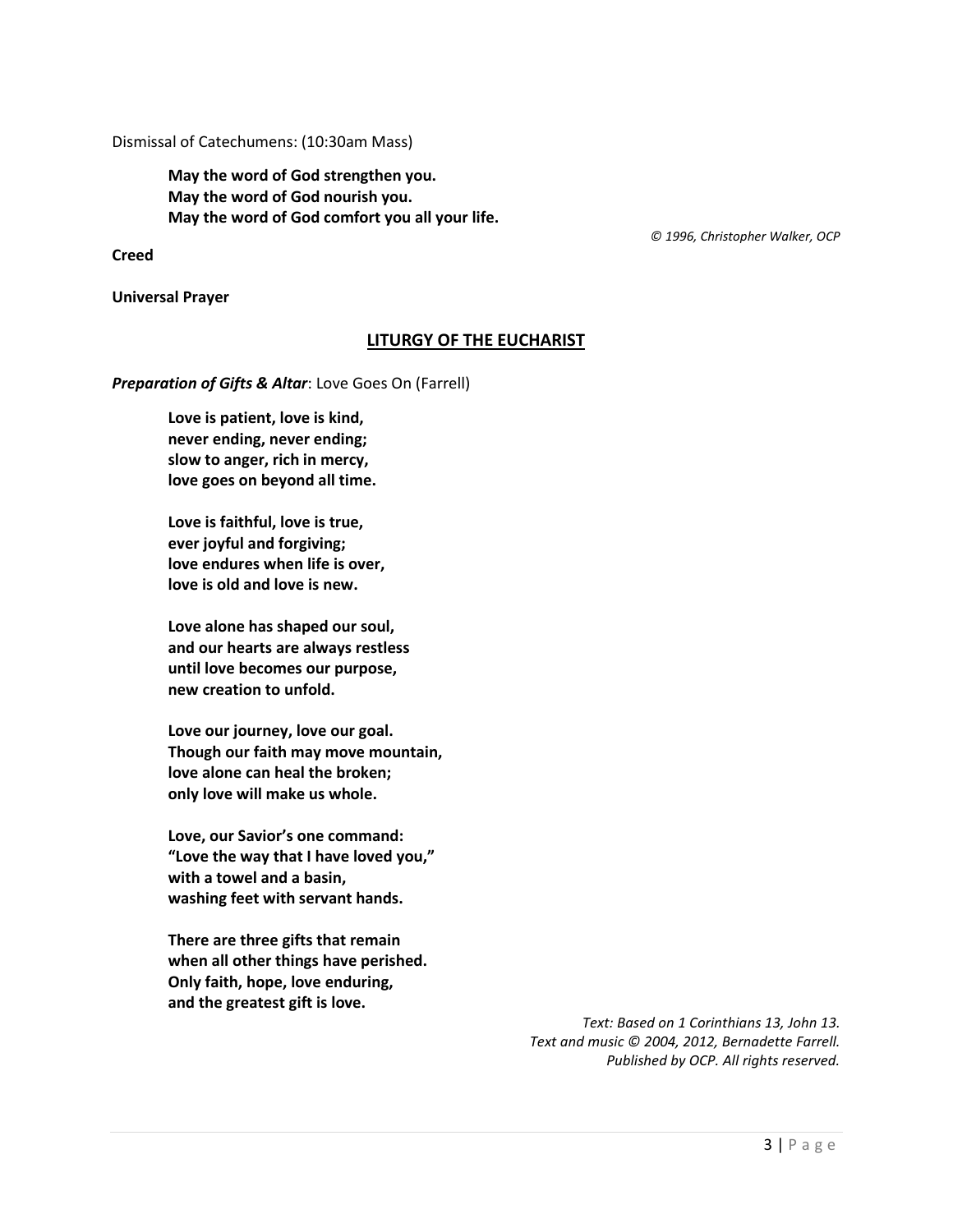Dismissal of Catechumens: (10:30am Mass)

**May the word of God strengthen you.**
**May the word of God nourish you.**
**May the word of God comfort you all your life.**

*© 1996, Christopher Walker, OCP*

**Creed**

**Universal Prayer**

## LITURGY OF THE EUCHARIST

***Preparation of Gifts & Altar***: Love Goes On (Farrell)

**Love is patient, love is kind,**
**never ending, never ending;**
**slow to anger, rich in mercy,**
**love goes on beyond all time.**

**Love is faithful, love is true,**
**ever joyful and forgiving;**
**love endures when life is over,**
**love is old and love is new.**

**Love alone has shaped our soul,**
**and our hearts are always restless**
**until love becomes our purpose,**
**new creation to unfold.**

**Love our journey, love our goal.**
**Though our faith may move mountain,**
**love alone can heal the broken;**
**only love will make us whole.**

**Love, our Savior's one command:**
**"Love the way that I have loved you,"**
**with a towel and a basin,**
**washing feet with servant hands.**

**There are three gifts that remain**
**when all other things have perished.**
**Only faith, hope, love enduring,**
**and the greatest gift is love.**

*Text: Based on 1 Corinthians 13, John 13.*
*Text and music © 2004, 2012, Bernadette Farrell.*
*Published by OCP. All rights reserved.*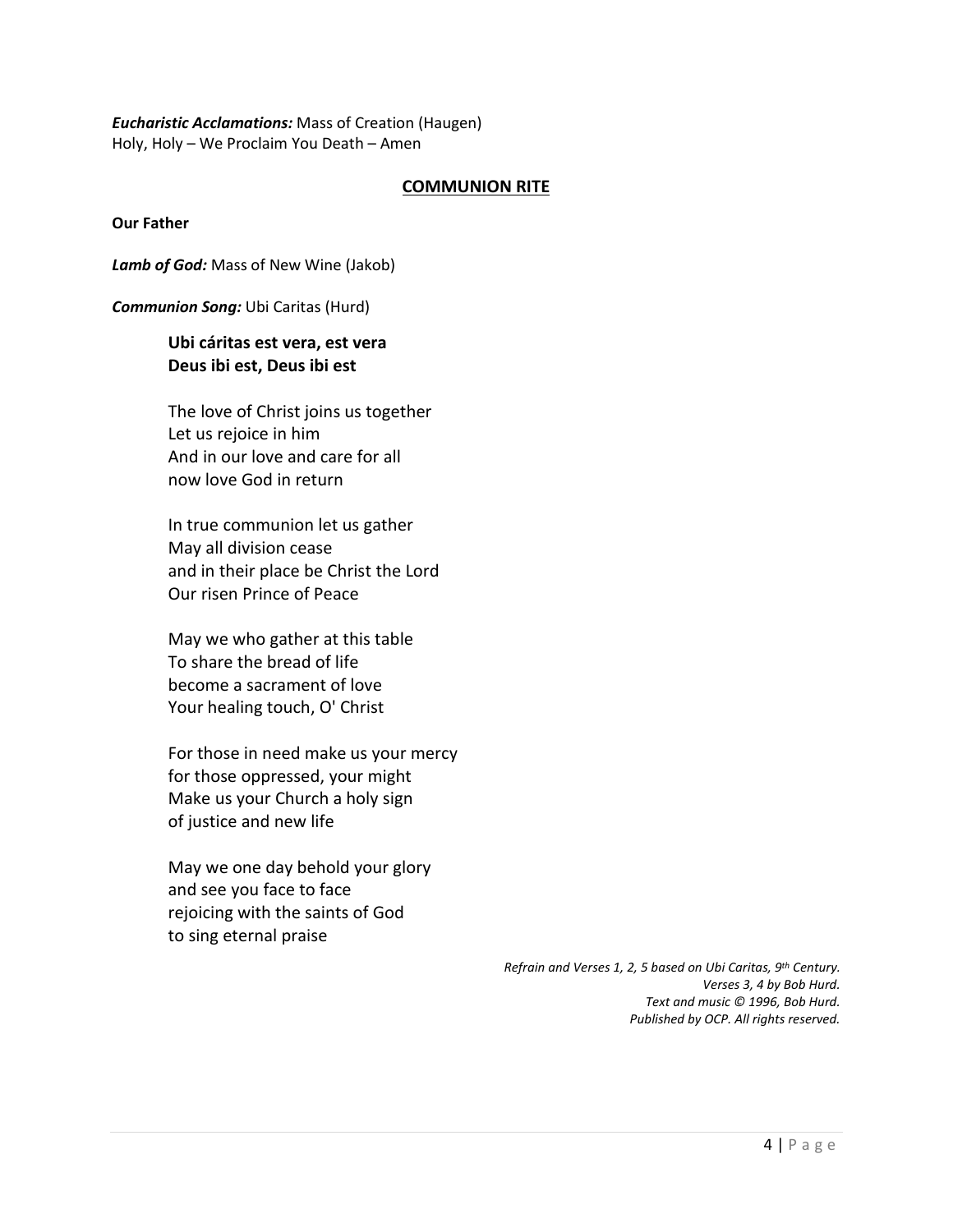***Eucharistic Acclamations:*** Mass of Creation (Haugen)
Holy, Holy – We Proclaim You Death – Amen

## COMMUNION RITE

**Our Father**

***Lamb of God:*** Mass of New Wine (Jakob)

***Communion Song:*** Ubi Caritas (Hurd)

**Ubi cáritas est vera, est vera**
**Deus ibi est, Deus ibi est**

The love of Christ joins us together
Let us rejoice in him
And in our love and care for all
now love God in return

In true communion let us gather
May all division cease
and in their place be Christ the Lord
Our risen Prince of Peace

May we who gather at this table
To share the bread of life
become a sacrament of love
Your healing touch, O' Christ

For those in need make us your mercy
for those oppressed, your might
Make us your Church a holy sign
of justice and new life

May we one day behold your glory
and see you face to face
rejoicing with the saints of God
to sing eternal praise

*Refrain and Verses 1, 2, 5 based on Ubi Caritas, 9th Century.*
*Verses 3, 4 by Bob Hurd.*
*Text and music © 1996, Bob Hurd.*
*Published by OCP. All rights reserved.*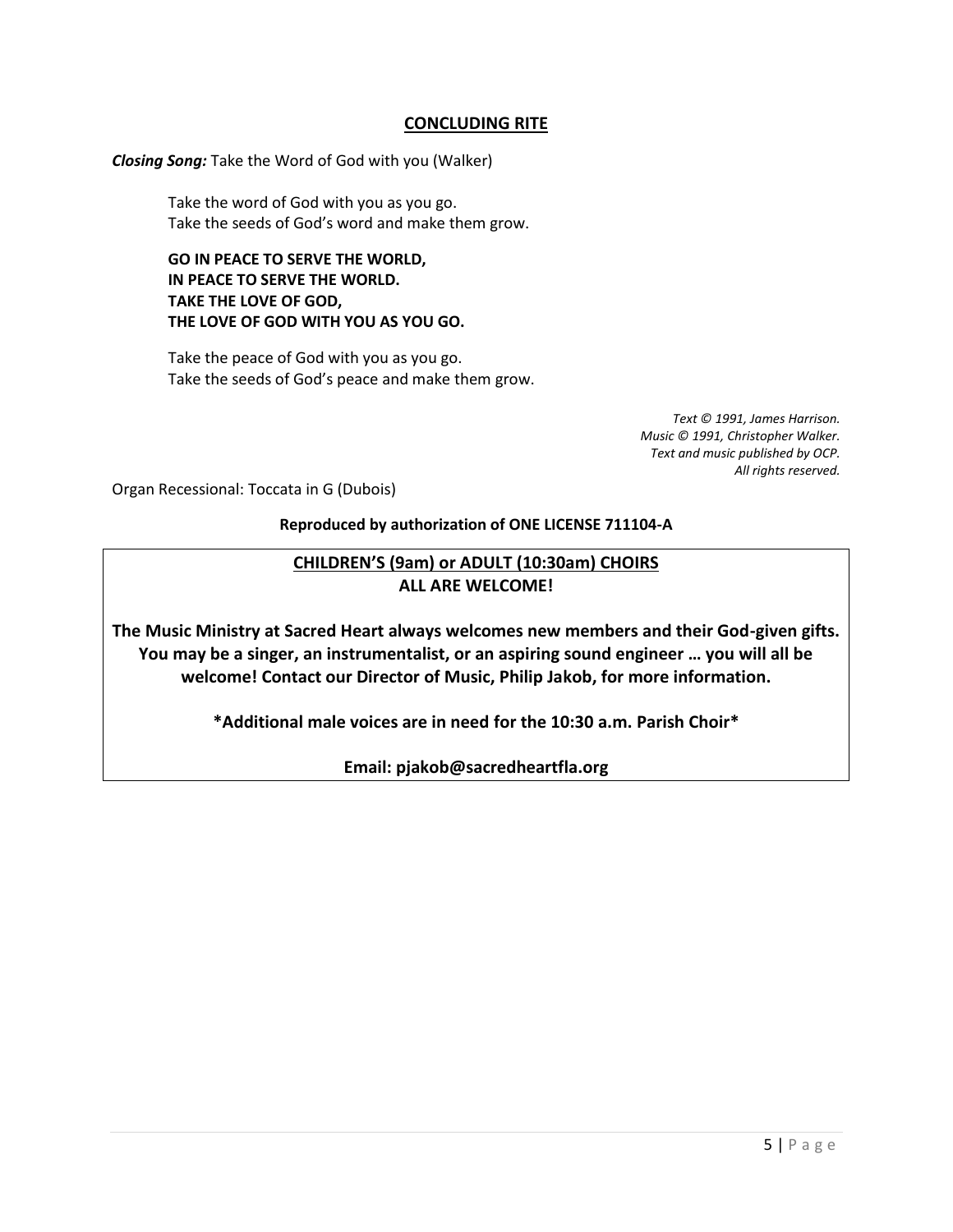## CONCLUDING RITE

***Closing Song:*** Take the Word of God with you (Walker)

Take the word of God with you as you go.
Take the seeds of God's word and make them grow.

**GO IN PEACE TO SERVE THE WORLD,**
**IN PEACE TO SERVE THE WORLD.**
**TAKE THE LOVE OF GOD,**
**THE LOVE OF GOD WITH YOU AS YOU GO.**

Take the peace of God with you as you go.
Take the seeds of God's peace and make them grow.

*Text © 1991, James Harrison.*
*Music © 1991, Christopher Walker.*
*Text and music published by OCP.*
*All rights reserved.*

Organ Recessional: Toccata in G (Dubois)

**Reproduced by authorization of ONE LICENSE 711104-A**

**CHILDREN'S (9am) or ADULT (10:30am) CHOIRS**
**ALL ARE WELCOME!**

**The Music Ministry at Sacred Heart always welcomes new members and their God-given gifts. You may be a singer, an instrumentalist, or an aspiring sound engineer … you will all be welcome! Contact our Director of Music, Philip Jakob, for more information.**

**\*Additional male voices are in need for the 10:30 a.m. Parish Choir\***

**Email: pjakob@sacredheartfla.org**